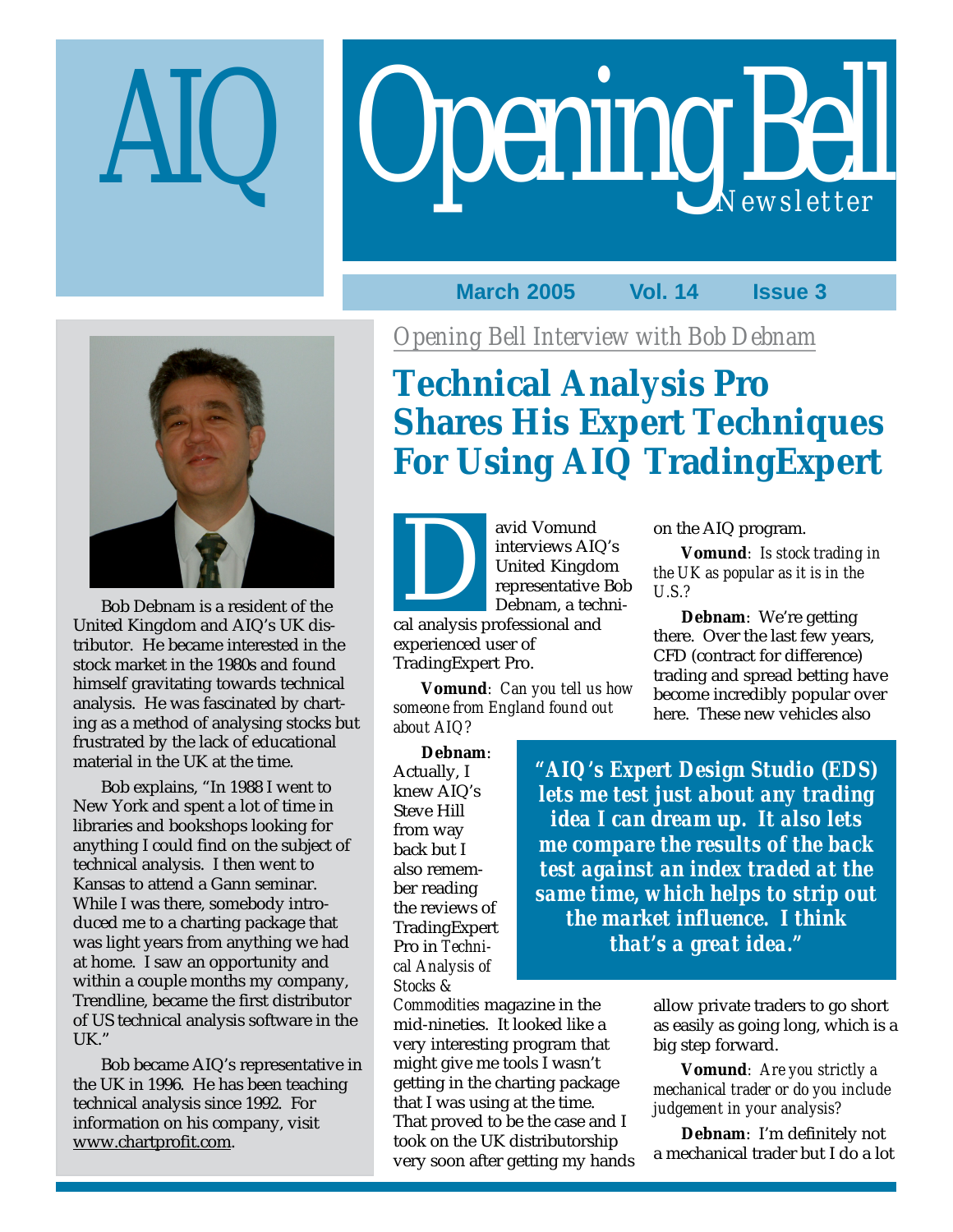# AIQ Opening Bell Newsletter

**March 2005 Vol. 14 Issue 3**

Bob Debnam is a resident of the United Kingdom and AIQ's UK distributor. He became interested in the stock market in the 1980s and found himself gravitating towards technical analysis. He was fascinated by charting as a method of analysing stocks but frustrated by the lack of educational material in the UK at the time.

Bob explains, "In 1988 I went to New York and spent a lot of time in libraries and bookshops looking for anything I could find on the subject of technical analysis. I then went to Kansas to attend a Gann seminar. While I was there, somebody introduced me to a charting package that was light years from anything we had at home. I saw an opportunity and within a couple months my company, Trendline, became the first distributor of US technical analysis software in the UK."

Bob became AIQ's representative in the UK in 1996. He has been teaching technical analysis since 1992. For information on his company, visit www.chartprofit.com.

*Opening Bell Interview with Bob Debnam*

## Technical Analysis Pro Shares His Expert Techniques For Using AIQ TradingExpert

David Vomund interviews AIQ's United Kingdom representative Bob Debnam, a technical analysis professional and experienced user of TradingExpert Pro.

**Vomund**: *Can you tell us how someone from England found out about AIQ?*

**Debnam**: Actually, I knew AIQ's Steve Hill from way back but I also remember reading the reviews of TradingExpert Pro in *Technical Analysis of Stocks & Commodities* magazine in the mid-nineties. It looked like a very interesting program that might give me tools I wasn't getting in the charting package that I was using at the time. That proved to be the case and I took on the UK distributorship very soon after getting my hands on the AIQ program.

**Vomund**: *Is stock trading in the UK as popular as it is in the U.S.?*

**Debnam**: We're getting there. Over the last few years, CFD (contract for difference) trading and spread betting have become incredibly popular over here. These new vehicles also allow private traders to go short as easily as going long, which is a big step forward.

> ***"AIQ's Expert Design Studio (EDS) lets me test just about any trading idea I can dream up. It also lets me compare the results of the back test against an index traded at the same time, which helps to strip out the market influence. I think that's a great idea."***

**Vomund**: *Are you strictly a mechanical trader or do you include judgement in your analysis?*

**Debnam**: I'm definitely not a mechanical trader but I do a lot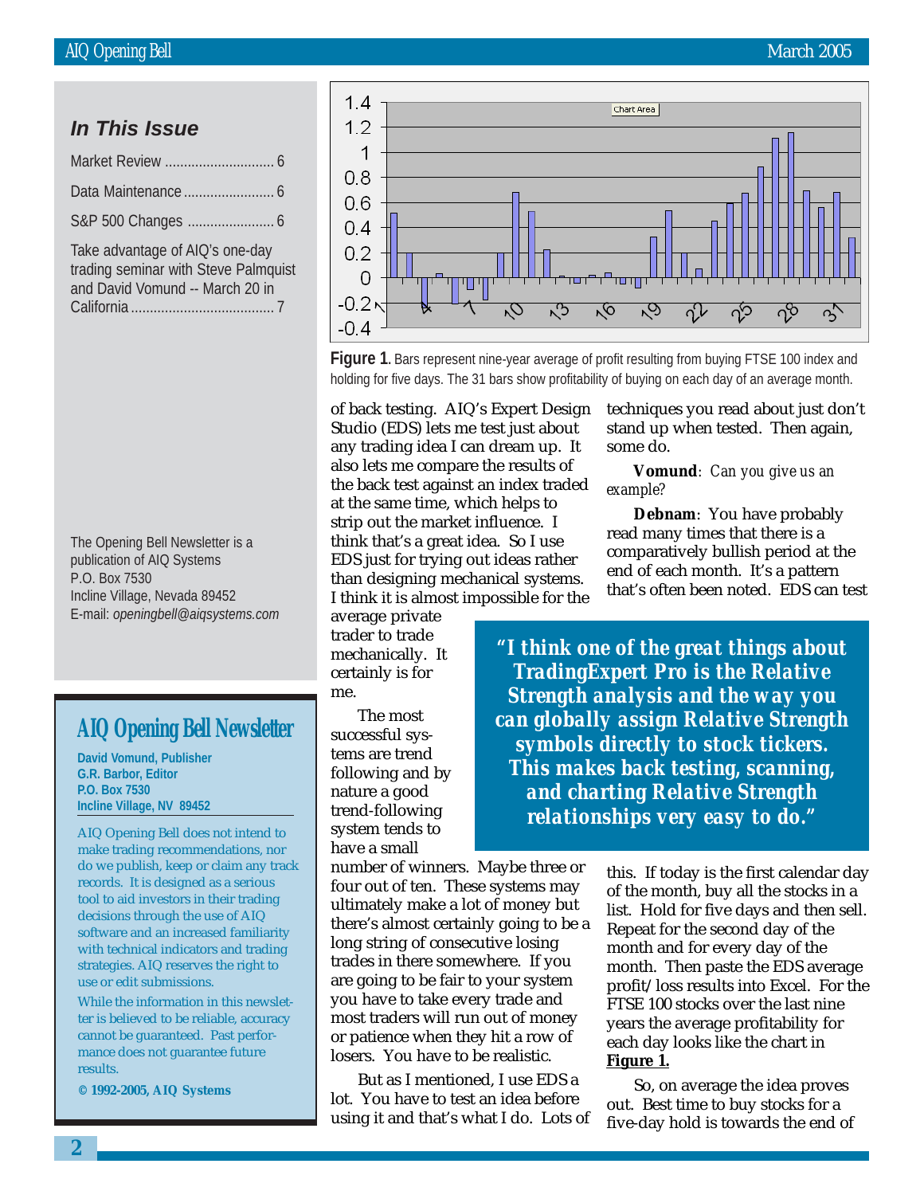## In This Issue

Market Review ............................ 6

Data Maintenance ........................ 6

S&P 500 Changes ....................... 6

Take advantage of AIQ's one-day trading seminar with Steve Palmquist and David Vomund -- March 20 in California ...................................... 7

The Opening Bell Newsletter is a publication of AIQ Systems
P.O. Box 7530
Incline Village, Nevada 89452
E-mail: *openingbell@aiqsystems.com*

## AIQ Opening Bell Newsletter

**David Vomund, Publisher**
**G.R. Barbor, Editor**
**P.O. Box 7530**
**Incline Village, NV 89452**

AIQ Opening Bell does not intend to make trading recommendations, nor do we publish, keep or claim any track records. It is designed as a serious tool to aid investors in their trading decisions through the use of AIQ software and an increased familiarity with technical indicators and trading strategies. AIQ reserves the right to use or edit submissions.

While the information in this newsletter is believed to be reliable, accuracy cannot be guaranteed. Past performance does not guarantee future results.

**© 1992-2005, AIQ Systems**

**Figure 1**. Bars represent nine-year average of profit resulting from buying FTSE 100 index and holding for five days. The 31 bars show profitability of buying on each day of an average month.

of back testing. AIQ's Expert Design Studio (EDS) lets me test just about any trading idea I can dream up. It also lets me compare the results of the back test against an index traded at the same time, which helps to strip out the market influence. I think that's a great idea. So I use EDS just for trying out ideas rather than designing mechanical systems. I think it is almost impossible for the average private trader to trade mechanically. It certainly is for me.

The most successful systems are trend following and by nature a good trend-following system tends to have a small number of winners. Maybe three or four out of ten. These systems may ultimately make a lot of money but there's almost certainly going to be a long string of consecutive losing trades in there somewhere. If you are going to be fair to your system you have to take every trade and most traders will run out of money or patience when they hit a row of losers. You have to be realistic.

But as I mentioned, I use EDS a lot. You have to test an idea before using it and that's what I do. Lots of techniques you read about just don't stand up when tested. Then again, some do.

**Vomund**: *Can you give us an example?*

**Debnam**: You have probably read many times that there is a comparatively bullish period at the end of each month. It's a pattern that's often been noted. EDS can test this. If today is the first calendar day of the month, buy all the stocks in a list. Hold for five days and then sell. Repeat for the second day of the month and for every day of the month. Then paste the EDS average profit/loss results into Excel. For the FTSE 100 stocks over the last nine years the average profitability for each day looks like the chart in **Figure 1.**

> ***"I think one of the great things about TradingExpert Pro is the Relative Strength analysis and the way you can globally assign Relative Strength symbols directly to stock tickers. This makes back testing, scanning, and charting Relative Strength relationships very easy to do."***

So, on average the idea proves out. Best time to buy stocks for a five-day hold is towards the end of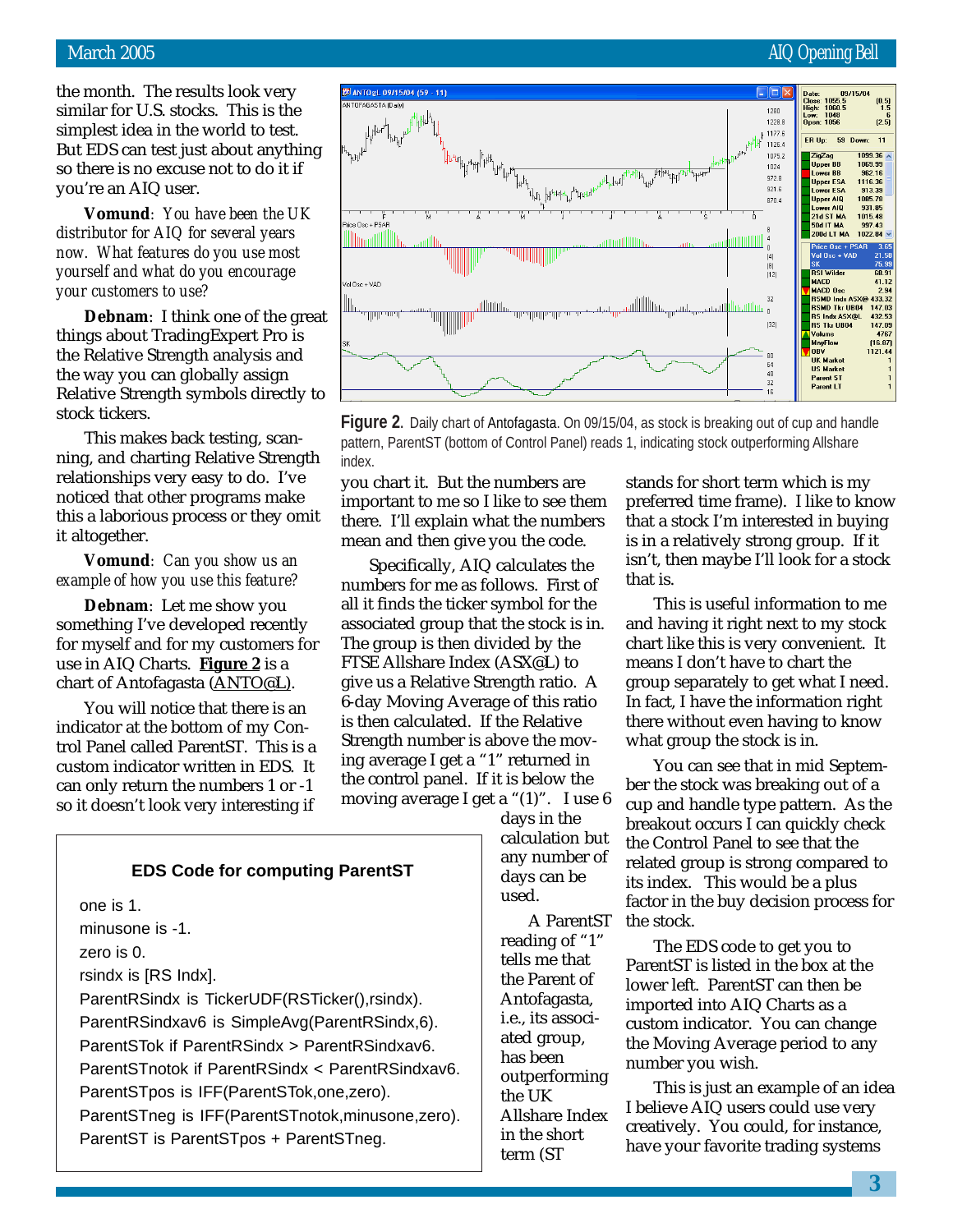the month. The results look very similar for U.S. stocks. This is the simplest idea in the world to test. But EDS can test just about anything so there is no excuse not to do it if you're an AIQ user.

**Vomund**: *You have been the UK distributor for AIQ for several years now. What features do you use most yourself and what do you encourage your customers to use?*

**Debnam**: I think one of the great things about TradingExpert Pro is the Relative Strength analysis and the way you can globally assign Relative Strength symbols directly to stock tickers.

This makes back testing, scanning, and charting Relative Strength relationships very easy to do. I've noticed that other programs make this a laborious process or they omit it altogether.

**Vomund**: *Can you show us an example of how you use this feature?*

**Debnam**: Let me show you something I've developed recently for myself and for my customers for use in AIQ Charts. **Figure 2** is a chart of Antofagasta (ANTO@L).

You will notice that there is an indicator at the bottom of my Control Panel called ParentST. This is a custom indicator written in EDS. It can only return the numbers 1 or -1 so it doesn't look very interesting if you chart it. But the numbers are important to me so I like to see them there. I'll explain what the numbers mean and then give you the code.

**Figure 2**. Daily chart of Antofagasta. On 09/15/04, as stock is breaking out of cup and handle pattern, ParentST (bottom of Control Panel) reads 1, indicating stock outperforming Allshare index.

Specifically, AIQ calculates the numbers for me as follows. First of all it finds the ticker symbol for the associated group that the stock is in. The group is then divided by the FTSE Allshare Index (ASX@L) to give us a Relative Strength ratio. A 6-day Moving Average of this ratio is then calculated. If the Relative Strength number is above the moving average I get a "1" returned in the control panel. If it is below the moving average I get a "(1)". I use 6 days in the calculation but any number of days can be used.

A ParentST reading of "1" tells me that the Parent of Antofagasta, i.e., its associated group, has been outperforming the UK Allshare Index in the short term (ST stands for short term which is my preferred time frame). I like to know that a stock I'm interested in buying is in a relatively strong group. If it isn't, then maybe I'll look for a stock that is.

This is useful information to me and having it right next to my stock chart like this is very convenient. It means I don't have to chart the group separately to get what I need. In fact, I have the information right there without even having to know what group the stock is in.

You can see that in mid September the stock was breaking out of a cup and handle type pattern. As the breakout occurs I can quickly check the Control Panel to see that the related group is strong compared to its index. This would be a plus factor in the buy decision process for the stock.

The EDS code to get you to ParentST is listed in the box at the lower left. ParentST can then be imported into AIQ Charts as a custom indicator. You can change the Moving Average period to any number you wish.

This is just an example of an idea I believe AIQ users could use very creatively. You could, for instance, have your favorite trading systems

### EDS Code for computing ParentST

```
one is 1.
minusone is -1.
zero is 0.
rsindx is [RS Indx].
ParentRSindx is TickerUDF(RSTicker(),rsindx).
ParentRSindxav6 is SimpleAvg(ParentRSindx,6).
ParentSTok if ParentRSindx > ParentRSindxav6.
ParentSTnotok if ParentRSindx < ParentRSindxav6.
ParentSTpos is IFF(ParentSTok,one,zero).
ParentSTneg is IFF(ParentSTnotok,minusone,zero).
ParentST is ParentSTpos + ParentSTneg.
```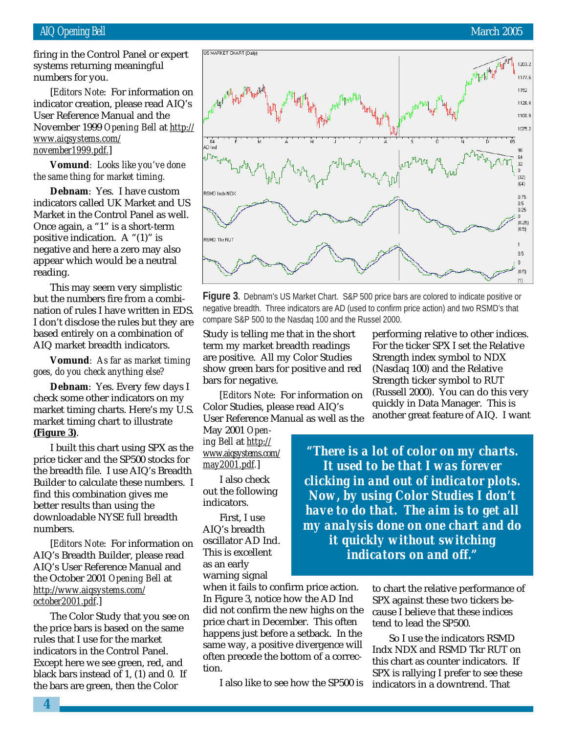firing in the Control Panel or expert systems returning meaningful numbers for you.

[*Editors Note*: For information on indicator creation, please read AIQ's User Reference Manual and the November 1999 *Opening Bell* at http://www.aiqsystems.com/november1999.pdf.]

**Vomund**: *Looks like you've done the same thing for market timing.*

**Debnam**: Yes. I have custom indicators called UK Market and US Market in the Control Panel as well. Once again, a "1" is a short-term positive indication. A "(1)" is negative and here a zero may also appear which would be a neutral reading.

This may seem very simplistic but the numbers fire from a combination of rules I have written in EDS. I don't disclose the rules but they are based entirely on a combination of AIQ market breadth indicators.

**Vomund**: *As far as market timing goes, do you check anything else?*

**Debnam**: Yes. Every few days I check some other indicators on my market timing charts. Here's my U.S. market timing chart to illustrate **(Figure 3)**.

I built this chart using SPX as the price ticker and the SP500 stocks for the breadth file. I use AIQ's Breadth Builder to calculate these numbers. I find this combination gives me better results than using the downloadable NYSE full breadth numbers.

[*Editors Note*: For information on AIQ's Breadth Builder, please read AIQ's User Reference Manual and the October 2001 *Opening Bell* at http://www.aiqsystems.com/october2001.pdf.]

The Color Study that you see on the price bars is based on the same rules that I use for the market indicators in the Control Panel. Except here we see green, red, and black bars instead of 1, (1) and 0. If the bars are green, then the Color Study is telling me that in the short term my market breadth readings are positive. All my Color Studies show green bars for positive and red bars for negative.

**Figure 3**. Debnam's US Market Chart. S&P 500 price bars are colored to indicate positive or negative breadth. Three indicators are AD (used to confirm price action) and two RSMD's that compare S&P 500 to the Nasdaq 100 and the Russel 2000.

[*Editors Note*: For information on Color Studies, please read AIQ's User Reference Manual as well as the May 2001 *Opening Bell* at http://www.aiqsystems.com/may2001.pdf.]

I also check out the following indicators.

First, I use AIQ's breadth oscillator AD Ind. This is excellent as an early warning signal when it fails to confirm price action. In Figure 3, notice how the AD Ind did not confirm the new highs on the price chart in December. This often happens just before a setback. In the same way, a positive divergence will often precede the bottom of a correction.

I also like to see how the SP500 is performing relative to other indices. For the ticker SPX I set the Relative Strength index symbol to NDX (Nasdaq 100) and the Relative Strength ticker symbol to RUT (Russell 2000). You can do this very quickly in Data Manager. This is another great feature of AIQ. I want to chart the relative performance of SPX against these two tickers because I believe that these indices tend to lead the SP500.

> ***"There is a lot of color on my charts. It used to be that I was forever clicking in and out of indicator plots. Now, by using Color Studies I don't have to do that. The aim is to get all my analysis done on one chart and do it quickly without switching indicators on and off."***

So I use the indicators RSMD Indx NDX and RSMD Tkr RUT on this chart as counter indicators. If SPX is rallying I prefer to see these indicators in a downtrend. That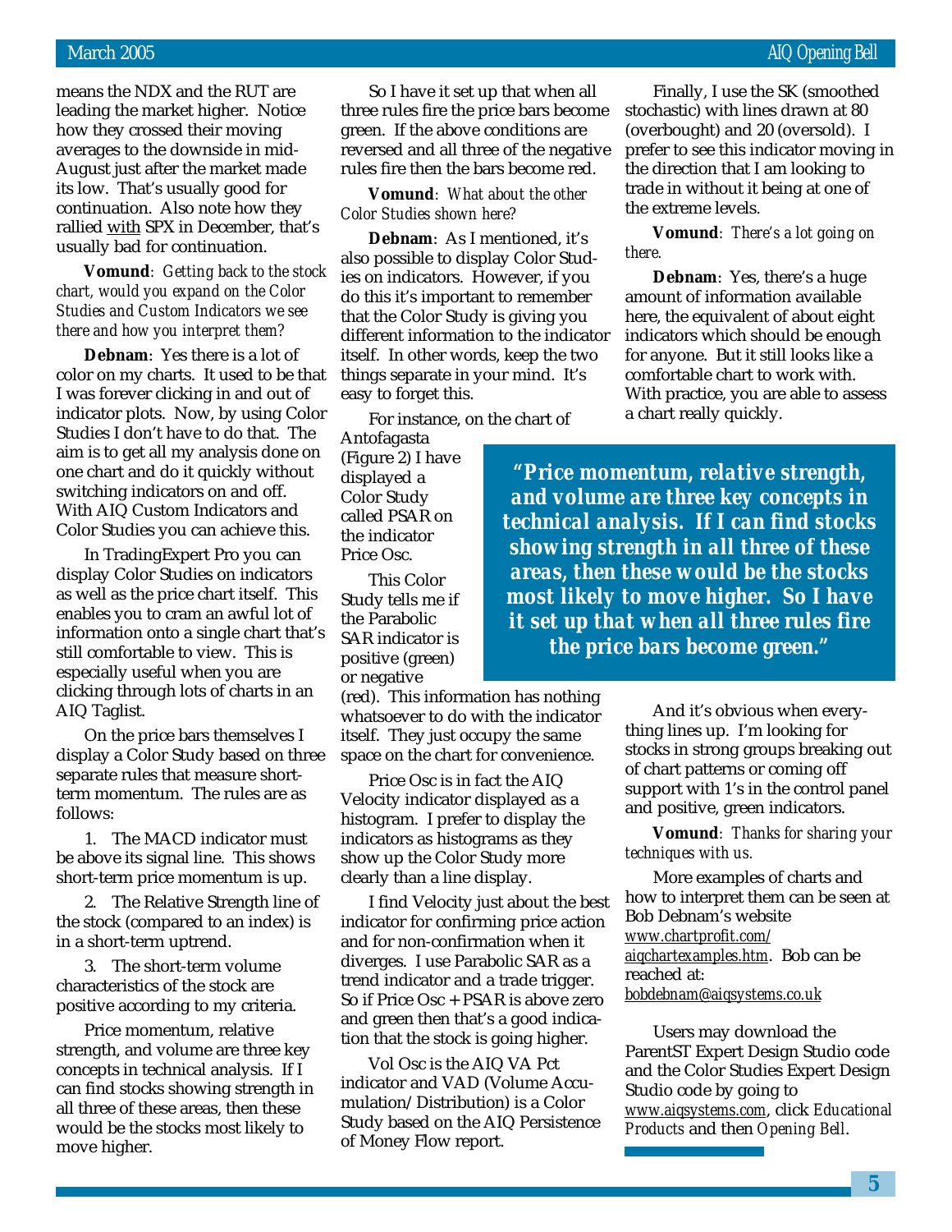means the NDX and the RUT are leading the market higher. Notice how they crossed their moving averages to the downside in mid-August just after the market made its low. That's usually good for continuation. Also note how they rallied with SPX in December, that's usually bad for continuation.

**Vomund**: *Getting back to the stock chart, would you expand on the Color Studies and Custom Indicators we see there and how you interpret them?*

**Debnam**: Yes there is a lot of color on my charts. It used to be that I was forever clicking in and out of indicator plots. Now, by using Color Studies I don't have to do that. The aim is to get all my analysis done on one chart and do it quickly without switching indicators on and off. With AIQ Custom Indicators and Color Studies you can achieve this.

In TradingExpert Pro you can display Color Studies on indicators as well as the price chart itself. This enables you to cram an awful lot of information onto a single chart that's still comfortable to view. This is especially useful when you are clicking through lots of charts in an AIQ Taglist.

On the price bars themselves I display a Color Study based on three separate rules that measure short-term momentum. The rules are as follows:

1. The MACD indicator must be above its signal line. This shows short-term price momentum is up.

2. The Relative Strength line of the stock (compared to an index) is in a short-term uptrend.

3. The short-term volume characteristics of the stock are positive according to my criteria.

Price momentum, relative strength, and volume are three key concepts in technical analysis. If I can find stocks showing strength in all three of these areas, then these would be the stocks most likely to move higher.

So I have it set up that when all three rules fire the price bars become green. If the above conditions are reversed and all three of the negative rules fire then the bars become red.

**Vomund**: *What about the other Color Studies shown here?*

**Debnam**: As I mentioned, it's also possible to display Color Studies on indicators. However, if you do this it's important to remember that the Color Study is giving you different information to the indicator itself. In other words, keep the two things separate in your mind. It's easy to forget this.

For instance, on the chart of Antofagasta (Figure 2) I have displayed a Color Study called PSAR on the indicator Price Osc.

This Color Study tells me if the Parabolic SAR indicator is positive (green) or negative (red). This information has nothing whatsoever to do with the indicator itself. They just occupy the same space on the chart for convenience.

Price Osc is in fact the AIQ Velocity indicator displayed as a histogram. I prefer to display the indicators as histograms as they show up the Color Study more clearly than a line display.

I find Velocity just about the best indicator for confirming price action and for non-confirmation when it diverges. I use Parabolic SAR as a trend indicator and a trade trigger. So if Price Osc + PSAR is above zero and green then that's a good indication that the stock is going higher.

Vol Osc is the AIQ VA Pct indicator and VAD (Volume Accumulation/Distribution) is a Color Study based on the AIQ Persistence of Money Flow report.

Finally, I use the SK (smoothed stochastic) with lines drawn at 80 (overbought) and 20 (oversold). I prefer to see this indicator moving in the direction that I am looking to trade in without it being at one of the extreme levels.

**Vomund**: *There's a lot going on there.*

**Debnam**: Yes, there's a huge amount of information available here, the equivalent of about eight indicators which should be enough for anyone. But it still looks like a comfortable chart to work with. With practice, you are able to assess a chart really quickly.

> ***"Price momentum, relative strength, and volume are three key concepts in technical analysis. If I can find stocks showing strength in all three of these areas, then these would be the stocks most likely to move higher. So I have it set up that when all three rules fire the price bars become green."***

And it's obvious when everything lines up. I'm looking for stocks in strong groups breaking out of chart patterns or coming off support with 1's in the control panel and positive, green indicators.

**Vomund**: *Thanks for sharing your techniques with us.*

More examples of charts and how to interpret them can be seen at Bob Debnam's website www.chartprofit.com/aiqchartexamples.htm. Bob can be reached at: bobdebnam@aiqsystems.co.uk

Users may download the ParentST Expert Design Studio code and the Color Studies Expert Design Studio code by going to www.aiqsystems.com, click *Educational Products* and then *Opening Bell*.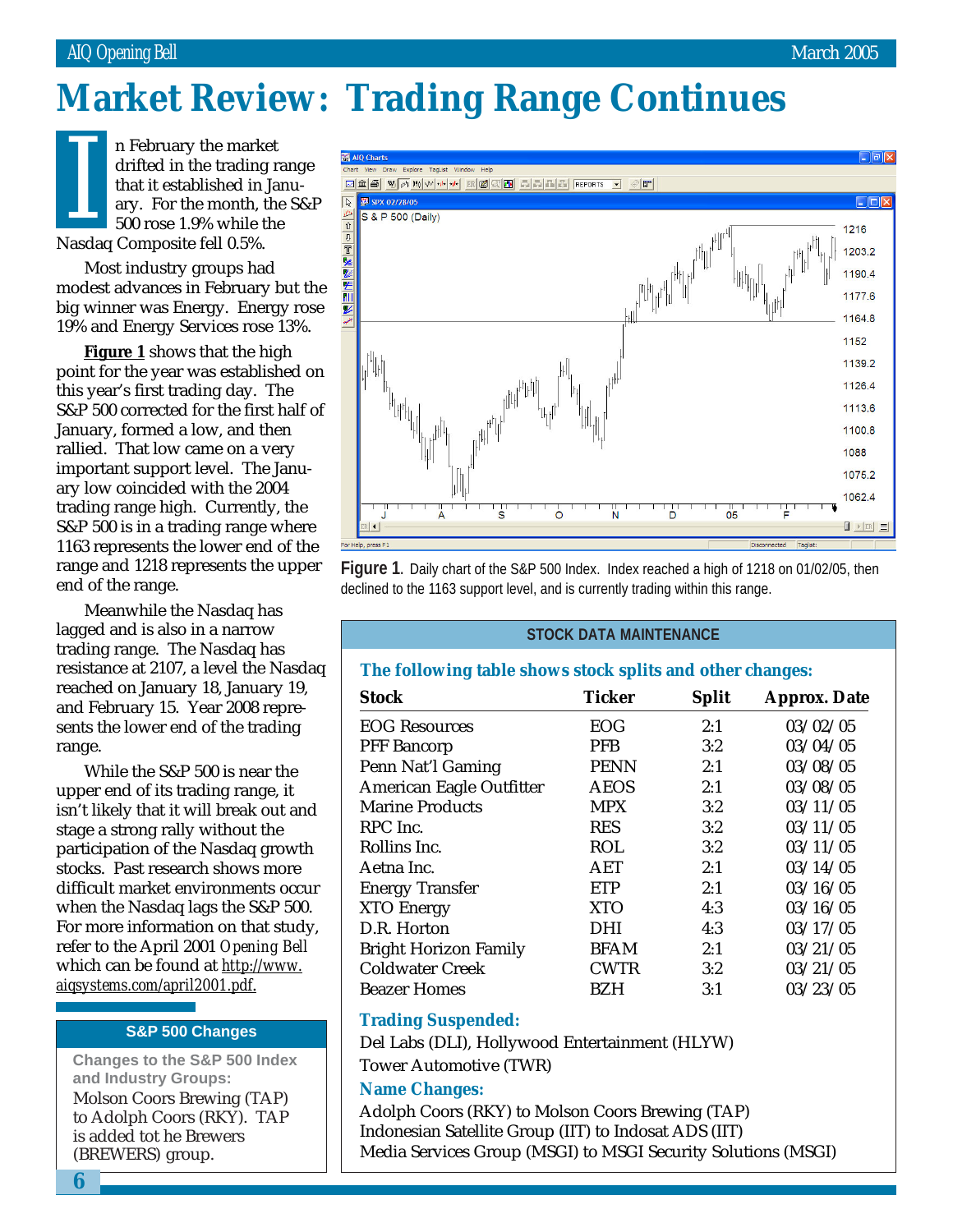# Market Review: Trading Range Continues

In February the market drifted in the trading range that it established in January. For the month, the S&P 500 rose 1.9% while the Nasdaq Composite fell 0.5%.

Most industry groups had modest advances in February but the big winner was Energy. Energy rose 19% and Energy Services rose 13%.

**Figure 1** shows that the high point for the year was established on this year's first trading day. The S&P 500 corrected for the first half of January, formed a low, and then rallied. That low came on a very important support level. The January low coincided with the 2004 trading range high. Currently, the S&P 500 is in a trading range where 1163 represents the lower end of the range and 1218 represents the upper end of the range.

Meanwhile the Nasdaq has lagged and is also in a narrow trading range. The Nasdaq has resistance at 2107, a level the Nasdaq reached on January 18, January 19, and February 15. Year 2008 represents the lower end of the trading range.

While the S&P 500 is near the upper end of its trading range, it isn't likely that it will break out and stage a strong rally without the participation of the Nasdaq growth stocks. Past research shows more difficult market environments occur when the Nasdaq lags the S&P 500. For more information on that study, refer to the April 2001 *Opening Bell* which can be found at http://www.aiqsystems.com/april2001.pdf.

**Figure 1**. Daily chart of the S&P 500 Index. Index reached a high of 1218 on 01/02/05, then declined to the 1163 support level, and is currently trading within this range.

## S&P 500 Changes

**Changes to the S&P 500 Index and Industry Groups:**

Molson Coors Brewing (TAP) to Adolph Coors (RKY). TAP is added tot he Brewers (BREWERS) group.

## STOCK DATA MAINTENANCE

**The following table shows stock splits and other changes:**

| Stock | Ticker | Split | Approx. Date |
|---|---|---|---|
| EOG Resources | EOG | 2:1 | 03/02/05 |
| PFF Bancorp | PFB | 3:2 | 03/04/05 |
| Penn Nat'l Gaming | PENN | 2:1 | 03/08/05 |
| American Eagle Outfitter | AEOS | 2:1 | 03/08/05 |
| Marine Products | MPX | 3:2 | 03/11/05 |
| RPC Inc. | RES | 3:2 | 03/11/05 |
| Rollins Inc. | ROL | 3:2 | 03/11/05 |
| Aetna Inc. | AET | 2:1 | 03/14/05 |
| Energy Transfer | ETP | 2:1 | 03/16/05 |
| XTO Energy | XTO | 4:3 | 03/16/05 |
| D.R. Horton | DHI | 4:3 | 03/17/05 |
| Bright Horizon Family | BFAM | 2:1 | 03/21/05 |
| Coldwater Creek | CWTR | 3:2 | 03/21/05 |
| Beazer Homes | BZH | 3:1 | 03/23/05 |

**Trading Suspended:**

Del Labs (DLI), Hollywood Entertainment (HLYW)

Tower Automotive (TWR)

**Name Changes:**

Adolph Coors (RKY) to Molson Coors Brewing (TAP)

Indonesian Satellite Corp (IIT) to Indosat ADS (IIT)

Media Services Group (MSGI) to MSGI Security Solutions (MSGI)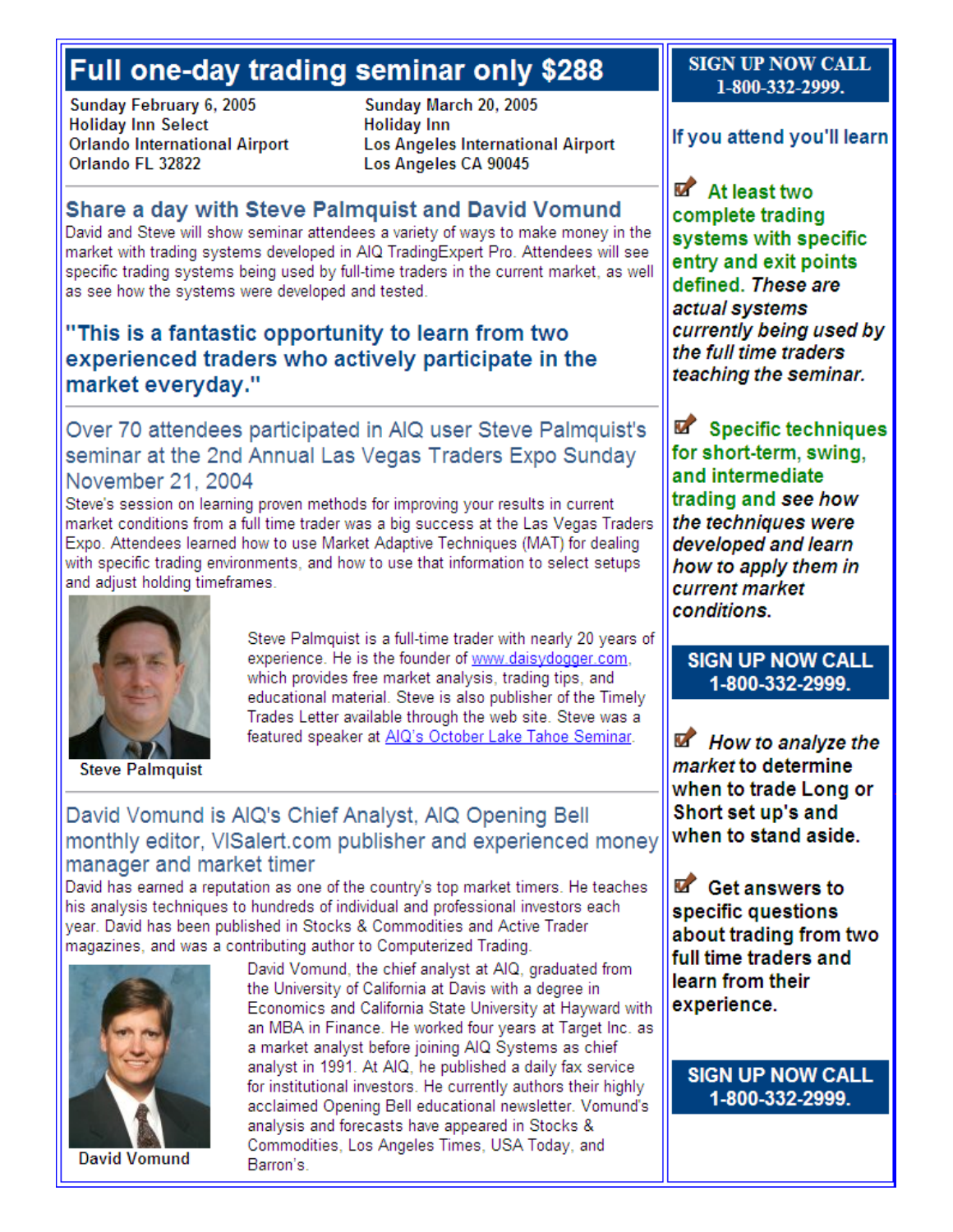# Full one-day trading seminar only $288

**Sunday February 6, 2005**
**Holiday Inn Select**
**Orlando International Airport**
**Orlando FL 32822**

**Sunday March 20, 2005**
**Holiday Inn**
**Los Angeles International Airport**
**Los Angeles CA 90045**

## Share a day with Steve Palmquist and David Vomund

David and Steve will show seminar attendees a variety of ways to make money in the market with trading systems developed in AIQ TradingExpert Pro. Attendees will see specific trading systems being used by full-time traders in the current market, as well as see how the systems were developed and tested.

**"This is a fantastic opportunity to learn from two experienced traders who actively participate in the market everyday."**

## Over 70 attendees participated in AIQ user Steve Palmquist's seminar at the 2nd Annual Las Vegas Traders Expo Sunday November 21, 2004

Steve's session on learning proven methods for improving your results in current market conditions from a full time trader was a big success at the Las Vegas Traders Expo. Attendees learned how to use Market Adaptive Techniques (MAT) for dealing with specific trading environments, and how to use that information to select setups and adjust holding timeframes.

**Steve Palmquist**

Steve Palmquist is a full-time trader with nearly 20 years of experience. He is the founder of www.daisydogger.com, which provides free market analysis, trading tips, and educational material. Steve is also publisher of the Timely Trades Letter available through the web site. Steve was a featured speaker at AIQ's October Lake Tahoe Seminar.

## David Vomund is AIQ's Chief Analyst, AIQ Opening Bell monthly editor, VISalert.com publisher and experienced money manager and market timer

David has earned a reputation as one of the country's top market timers. He teaches his analysis techniques to hundreds of individual and professional investors each year. David has been published in Stocks & Commodities and Active Trader magazines, and was a contributing author to Computerized Trading.

**David Vomund**

David Vomund, the chief analyst at AIQ, graduated from the University of California at Davis with a degree in Economics and California State University at Hayward with an MBA in Finance. He worked four years at Target Inc. as a market analyst before joining AIQ Systems as chief analyst in 1991. At AIQ, he published a daily fax service for institutional investors. He currently authors their highly acclaimed Opening Bell educational newsletter. Vomund's analysis and forecasts have appeared in Stocks & Commodities, Los Angeles Times, USA Today, and Barron's.

**SIGN UP NOW CALL 1-800-332-2999.**

## If you attend you'll learn

- **At least two complete trading systems with specific entry and exit points defined.** ***These are actual systems currently being used by the full time traders teaching the seminar.***
- **Specific techniques for short-term, swing, and intermediate trading and** ***see how the techniques were developed and learn how to apply them in current market conditions.***

**SIGN UP NOW CALL 1-800-332-2999.**

- ***How to analyze the market*** **to determine when to trade Long or Short set up's and when to stand aside.**
- **Get answers to specific questions about trading from two full time traders and learn from their experience.**

**SIGN UP NOW CALL 1-800-332-2999.**